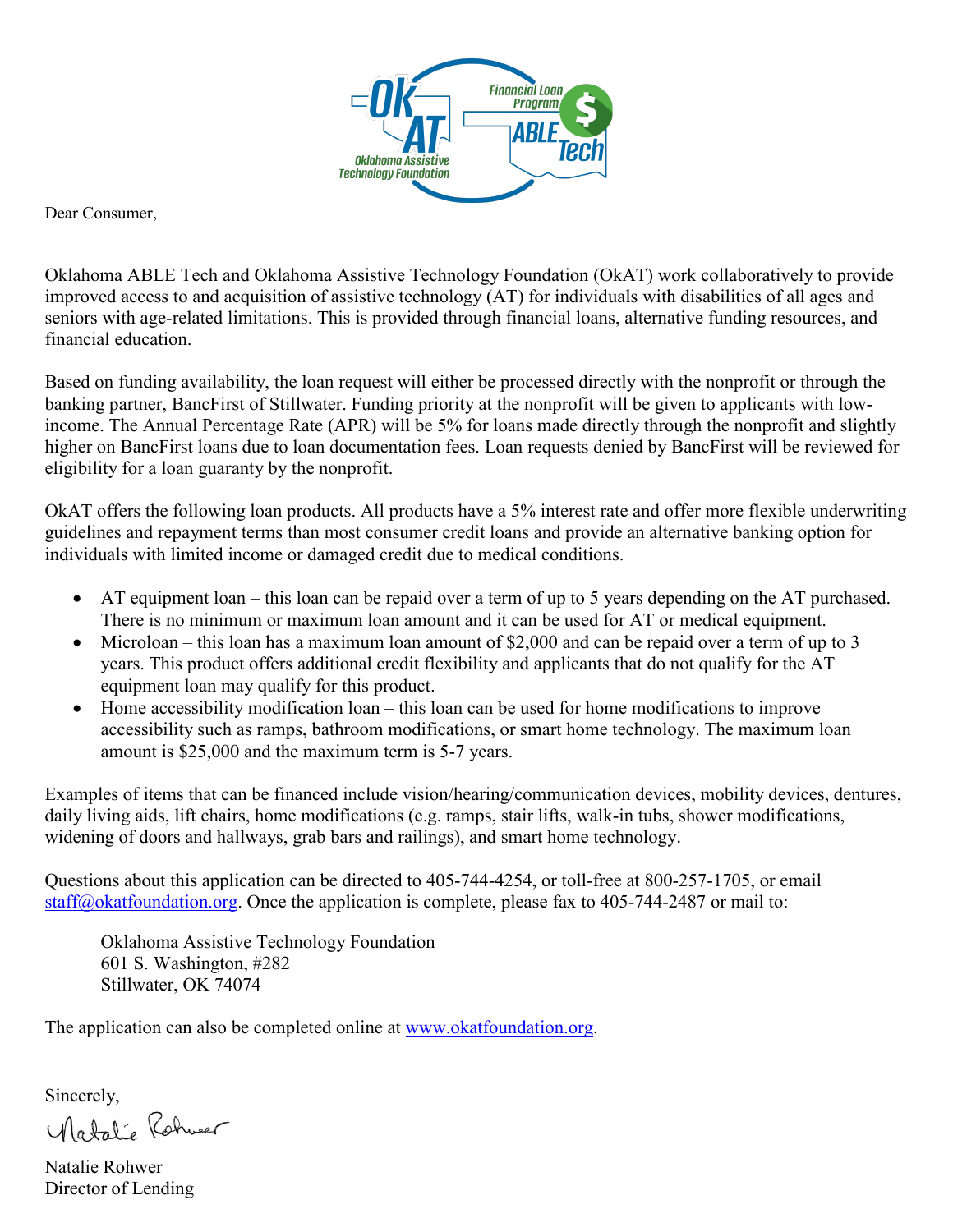Dear Consumer,

Oklahoma ABLE Tech and Oklahoma Assistive Technology Foundation (OkAT) work collaboratively to provide improved access to and acquisition of assistive technology (AT) for individuals with disabilities of all ages and seniors with age-related limitations. This is provided through financial loans, alternative funding resources, and financial education.

Based on funding availability, the loan request will either be processed directly with the nonprofit or through the banking partner, BancFirst of Stillwater. Funding priority at the nonprofit will be given to applicants with low-income. The Annual Percentage Rate (APR) will be 5% for loans made directly through the nonprofit and slightly higher on BancFirst loans due to loan documentation fees. Loan requests denied by BancFirst will be reviewed for eligibility for a loan guaranty by the nonprofit.

OkAT offers the following loan products. All products have a 5% interest rate and offer more flexible underwriting guidelines and repayment terms than most consumer credit loans and provide an alternative banking option for individuals with limited income or damaged credit due to medical conditions.

- AT equipment loan – this loan can be repaid over a term of up to 5 years depending on the AT purchased. There is no minimum or maximum loan amount and it can be used for AT or medical equipment.
- Microloan – this loan has a maximum loan amount of $2,000 and can be repaid over a term of up to 3 years. This product offers additional credit flexibility and applicants that do not qualify for the AT equipment loan may qualify for this product.
- Home accessibility modification loan – this loan can be used for home modifications to improve accessibility such as ramps, bathroom modifications, or smart home technology. The maximum loan amount is $25,000 and the maximum term is 5-7 years.

Examples of items that can be financed include vision/hearing/communication devices, mobility devices, dentures, daily living aids, lift chairs, home modifications (e.g. ramps, stair lifts, walk-in tubs, shower modifications, widening of doors and hallways, grab bars and railings), and smart home technology.

Questions about this application can be directed to 405-744-4254, or toll-free at 800-257-1705, or email staff@okatfoundation.org. Once the application is complete, please fax to 405-744-2487 or mail to:

Oklahoma Assistive Technology Foundation
601 S. Washington, #282
Stillwater, OK 74074

The application can also be completed online at www.okatfoundation.org.

Sincerely,

Natalie Rohwer
Director of Lending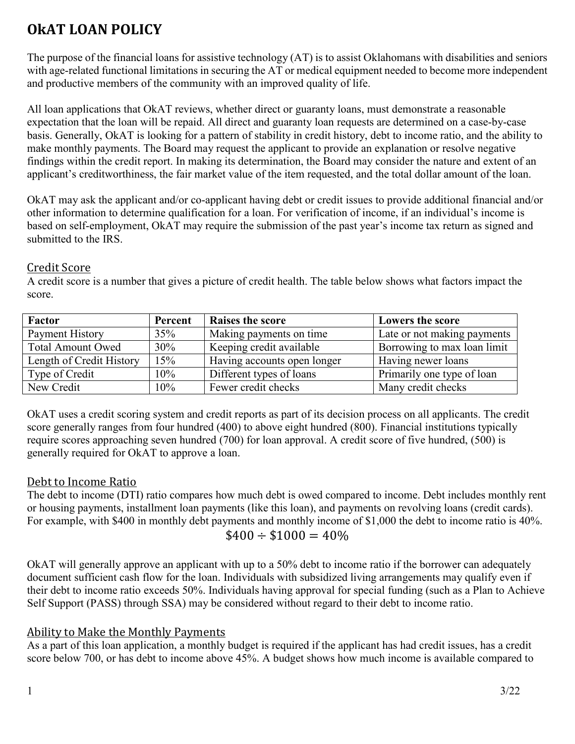# OkAT LOAN POLICY

The purpose of the financial loans for assistive technology (AT) is to assist Oklahomans with disabilities and seniors with age-related functional limitations in securing the AT or medical equipment needed to become more independent and productive members of the community with an improved quality of life.

All loan applications that OkAT reviews, whether direct or guaranty loans, must demonstrate a reasonable expectation that the loan will be repaid. All direct and guaranty loan requests are determined on a case-by-case basis. Generally, OkAT is looking for a pattern of stability in credit history, debt to income ratio, and the ability to make monthly payments. The Board may request the applicant to provide an explanation or resolve negative findings within the credit report. In making its determination, the Board may consider the nature and extent of an applicant's creditworthiness, the fair market value of the item requested, and the total dollar amount of the loan.

OkAT may ask the applicant and/or co-applicant having debt or credit issues to provide additional financial and/or other information to determine qualification for a loan. For verification of income, if an individual's income is based on self-employment, OkAT may require the submission of the past year's income tax return as signed and submitted to the IRS.

## Credit Score

A credit score is a number that gives a picture of credit health. The table below shows what factors impact the score.

| Factor | Percent | Raises the score | Lowers the score |
|---|---|---|---|
| Payment History | 35% | Making payments on time | Late or not making payments |
| Total Amount Owed | 30% | Keeping credit available | Borrowing to max loan limit |
| Length of Credit History | 15% | Having accounts open longer | Having newer loans |
| Type of Credit | 10% | Different types of loans | Primarily one type of loan |
| New Credit | 10% | Fewer credit checks | Many credit checks |

OkAT uses a credit scoring system and credit reports as part of its decision process on all applicants. The credit score generally ranges from four hundred (400) to above eight hundred (800). Financial institutions typically require scores approaching seven hundred (700) for loan approval. A credit score of five hundred, (500) is generally required for OkAT to approve a loan.

## Debt to Income Ratio

The debt to income (DTI) ratio compares how much debt is owed compared to income. Debt includes monthly rent or housing payments, installment loan payments (like this loan), and payments on revolving loans (credit cards). For example, with \$400 in monthly debt payments and monthly income of \$1,000 the debt to income ratio is 40%.

$$\$400 \div \$1000 = 40\%$$

OkAT will generally approve an applicant with up to a 50% debt to income ratio if the borrower can adequately document sufficient cash flow for the loan. Individuals with subsidized living arrangements may qualify even if their debt to income ratio exceeds 50%. Individuals having approval for special funding (such as a Plan to Achieve Self Support (PASS) through SSA) may be considered without regard to their debt to income ratio.

## Ability to Make the Monthly Payments

As a part of this loan application, a monthly budget is required if the applicant has had credit issues, has a credit score below 700, or has debt to income above 45%. A budget shows how much income is available compared to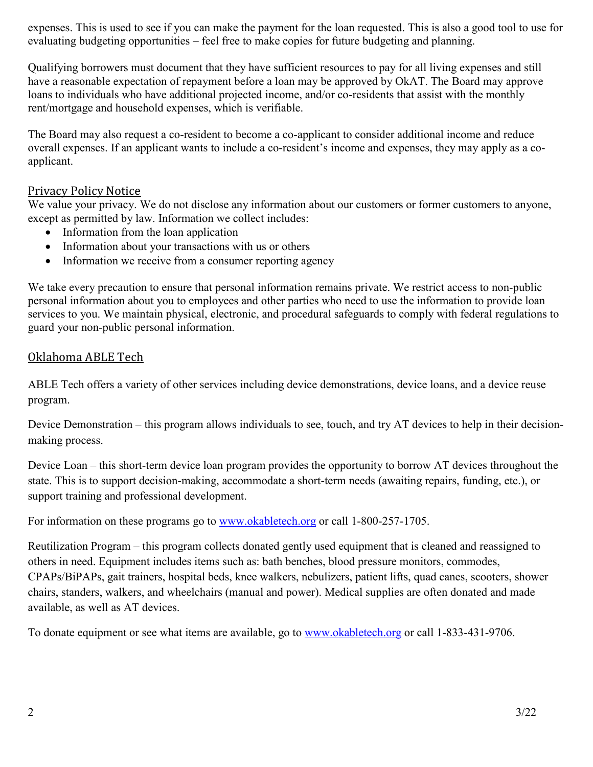expenses. This is used to see if you can make the payment for the loan requested. This is also a good tool to use for evaluating budgeting opportunities – feel free to make copies for future budgeting and planning.

Qualifying borrowers must document that they have sufficient resources to pay for all living expenses and still have a reasonable expectation of repayment before a loan may be approved by OkAT. The Board may approve loans to individuals who have additional projected income, and/or co-residents that assist with the monthly rent/mortgage and household expenses, which is verifiable.

The Board may also request a co-resident to become a co-applicant to consider additional income and reduce overall expenses. If an applicant wants to include a co-resident's income and expenses, they may apply as a co-applicant.

## Privacy Policy Notice

We value your privacy. We do not disclose any information about our customers or former customers to anyone, except as permitted by law. Information we collect includes:

- Information from the loan application
- Information about your transactions with us or others
- Information we receive from a consumer reporting agency

We take every precaution to ensure that personal information remains private. We restrict access to non-public personal information about you to employees and other parties who need to use the information to provide loan services to you. We maintain physical, electronic, and procedural safeguards to comply with federal regulations to guard your non-public personal information.

## Oklahoma ABLE Tech

ABLE Tech offers a variety of other services including device demonstrations, device loans, and a device reuse program.

Device Demonstration – this program allows individuals to see, touch, and try AT devices to help in their decision-making process.

Device Loan – this short-term device loan program provides the opportunity to borrow AT devices throughout the state. This is to support decision-making, accommodate a short-term needs (awaiting repairs, funding, etc.), or support training and professional development.

For information on these programs go to [www.okabletech.org](http://www.okabletech.org) or call 1-800-257-1705.

Reutilization Program – this program collects donated gently used equipment that is cleaned and reassigned to others in need. Equipment includes items such as: bath benches, blood pressure monitors, commodes, CPAPs/BiPAPs, gait trainers, hospital beds, knee walkers, nebulizers, patient lifts, quad canes, scooters, shower chairs, standers, walkers, and wheelchairs (manual and power). Medical supplies are often donated and made available, as well as AT devices.

To donate equipment or see what items are available, go to [www.okabletech.org](http://www.okabletech.org) or call 1-833-431-9706.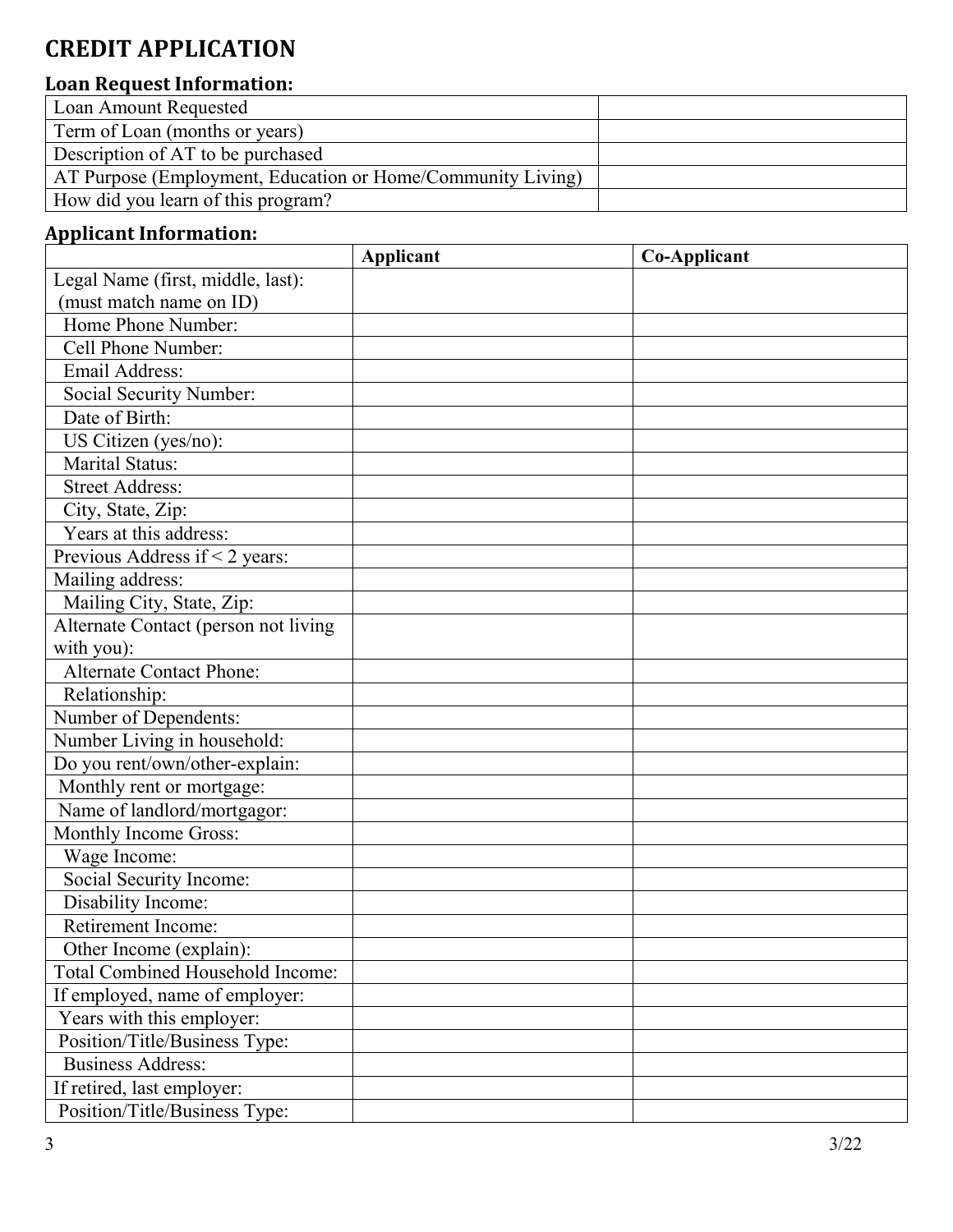# CREDIT APPLICATION

## Loan Request Information:

| | |
|---|---|
| Loan Amount Requested | |
| Term of Loan (months or years) | |
| Description of AT to be purchased | |
| AT Purpose (Employment, Education or Home/Community Living) | |
| How did you learn of this program? | |

## Applicant Information:

| | Applicant | Co-Applicant |
|---|---|---|
| Legal Name (first, middle, last): (must match name on ID) | | |
| Home Phone Number: | | |
| Cell Phone Number: | | |
| Email Address: | | |
| Social Security Number: | | |
| Date of Birth: | | |
| US Citizen (yes/no): | | |
| Marital Status: | | |
| Street Address: | | |
| City, State, Zip: | | |
| Years at this address: | | |
| Previous Address if < 2 years: | | |
| Mailing address: | | |
| Mailing City, State, Zip: | | |
| Alternate Contact (person not living with you): | | |
| Alternate Contact Phone: | | |
| Relationship: | | |
| Number of Dependents: | | |
| Number Living in household: | | |
| Do you rent/own/other-explain: | | |
| Monthly rent or mortgage: | | |
| Name of landlord/mortgagor: | | |
| Monthly Income Gross: | | |
| Wage Income: | | |
| Social Security Income: | | |
| Disability Income: | | |
| Retirement Income: | | |
| Other Income (explain): | | |
| Total Combined Household Income: | | |
| If employed, name of employer: | | |
| Years with this employer: | | |
| Position/Title/Business Type: | | |
| Business Address: | | |
| If retired, last employer: | | |
| Position/Title/Business Type: | | |

3/22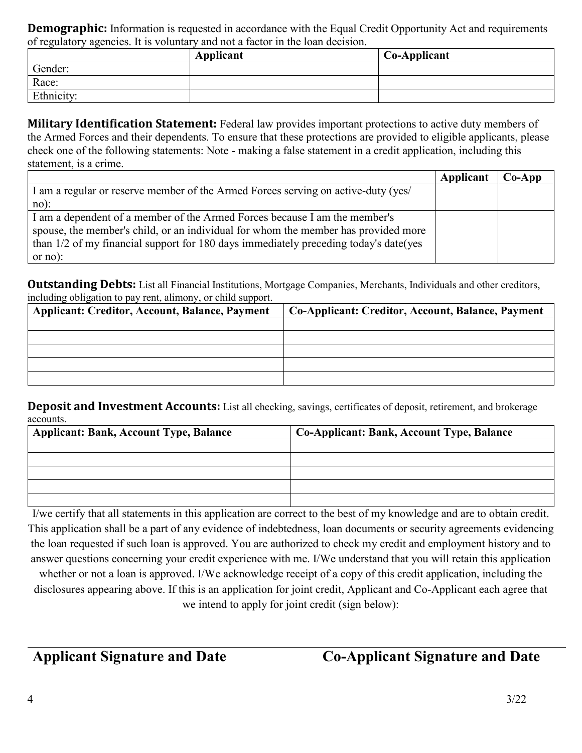**Demographic:** Information is requested in accordance with the Equal Credit Opportunity Act and requirements of regulatory agencies. It is voluntary and not a factor in the loan decision.

| | Applicant | Co-Applicant |
|---|---|---|
| Gender: | | |
| Race: | | |
| Ethnicity: | | |

**Military Identification Statement:** Federal law provides important protections to active duty members of the Armed Forces and their dependents. To ensure that these protections are provided to eligible applicants, please check one of the following statements: Note - making a false statement in a credit application, including this statement, is a crime.

| | Applicant | Co-App |
|---|---|---|
| I am a regular or reserve member of the Armed Forces serving on active-duty (yes/ no): | | |
| I am a dependent of a member of the Armed Forces because I am the member's spouse, the member's child, or an individual for whom the member has provided more than 1/2 of my financial support for 180 days immediately preceding today's date(yes or no): | | |

**Outstanding Debts:** List all Financial Institutions, Mortgage Companies, Merchants, Individuals and other creditors, including obligation to pay rent, alimony, or child support.

| Applicant: Creditor, Account, Balance, Payment | Co-Applicant: Creditor, Account, Balance, Payment |
|---|---|
| | |
| | |
| | |
| | |
| | |

**Deposit and Investment Accounts:** List all checking, savings, certificates of deposit, retirement, and brokerage accounts.

| Applicant: Bank, Account Type, Balance | Co-Applicant: Bank, Account Type, Balance |
|---|---|
| | |
| | |
| | |
| | |
| | |

I/we certify that all statements in this application are correct to the best of my knowledge and are to obtain credit. This application shall be a part of any evidence of indebtedness, loan documents or security agreements evidencing the loan requested if such loan is approved. You are authorized to check my credit and employment history and to answer questions concerning your credit experience with me. I/We understand that you will retain this application whether or not a loan is approved. I/We acknowledge receipt of a copy of this credit application, including the disclosures appearing above. If this is an application for joint credit, Applicant and Co-Applicant each agree that we intend to apply for joint credit (sign below):

**Applicant Signature and Date** **Co-Applicant Signature and Date**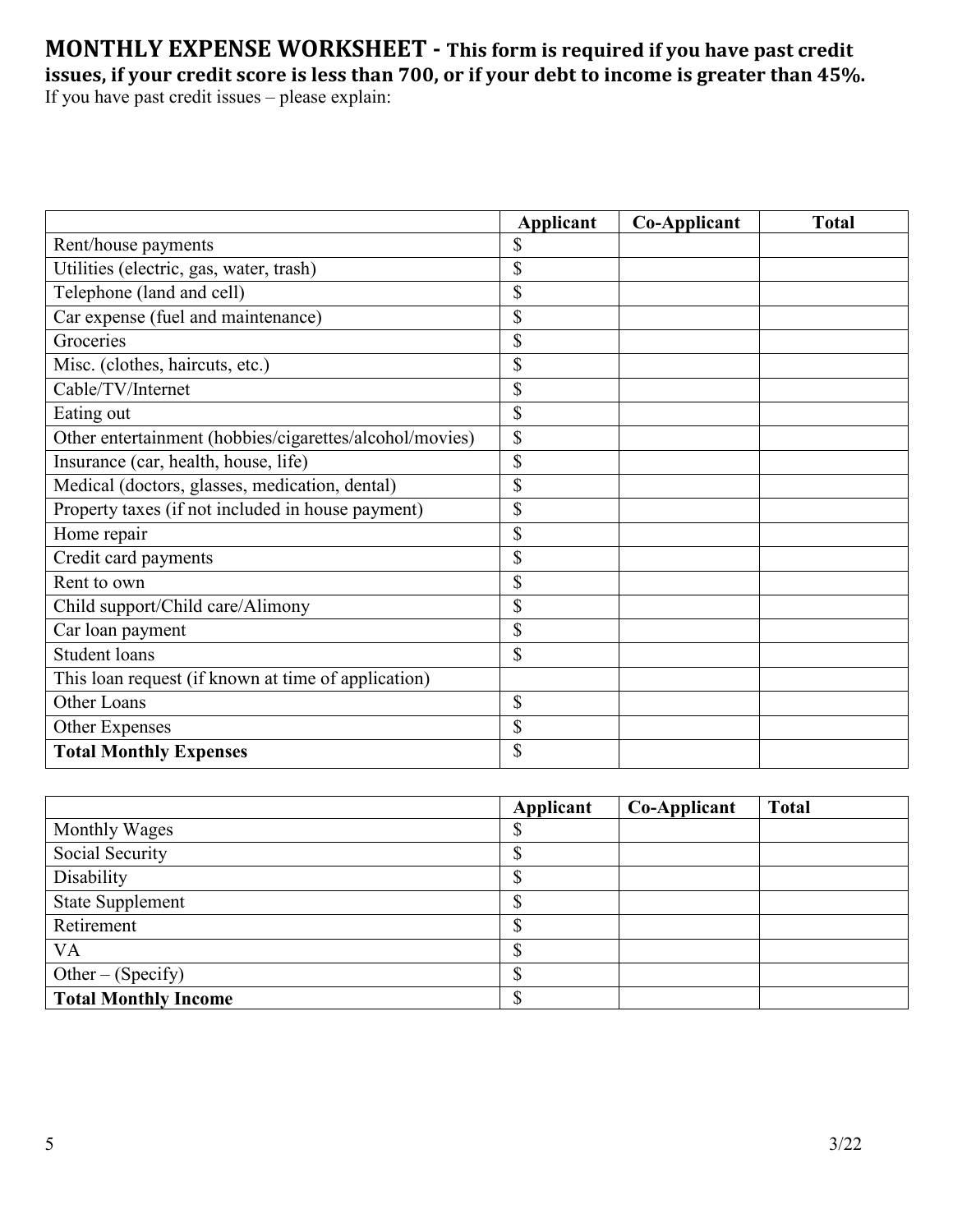## MONTHLY EXPENSE WORKSHEET - This form is required if you have past credit issues, if your credit score is less than 700, or if your debt to income is greater than 45%.

If you have past credit issues – please explain:

| | Applicant | Co-Applicant | Total |
|---|---|---|---|
| Rent/house payments | $ | | |
| Utilities (electric, gas, water, trash) | $ | | |
| Telephone (land and cell) | $ | | |
| Car expense (fuel and maintenance) | $ | | |
| Groceries | $ | | |
| Misc. (clothes, haircuts, etc.) | $ | | |
| Cable/TV/Internet | $ | | |
| Eating out | $ | | |
| Other entertainment (hobbies/cigarettes/alcohol/movies) | $ | | |
| Insurance (car, health, house, life) | $ | | |
| Medical (doctors, glasses, medication, dental) | $ | | |
| Property taxes (if not included in house payment) | $ | | |
| Home repair | $ | | |
| Credit card payments | $ | | |
| Rent to own | $ | | |
| Child support/Child care/Alimony | $ | | |
| Car loan payment | $ | | |
| Student loans | $ | | |
| This loan request (if known at time of application) | | | |
| Other Loans | $ | | |
| Other Expenses | $ | | |
| **Total Monthly Expenses** | $ | | |

| | Applicant | Co-Applicant | Total |
|---|---|---|---|
| Monthly Wages | $ | | |
| Social Security | $ | | |
| Disability | $ | | |
| State Supplement | $ | | |
| Retirement | $ | | |
| VA | $ | | |
| Other – (Specify) | $ | | |
| **Total Monthly Income** | $ | | |

3/22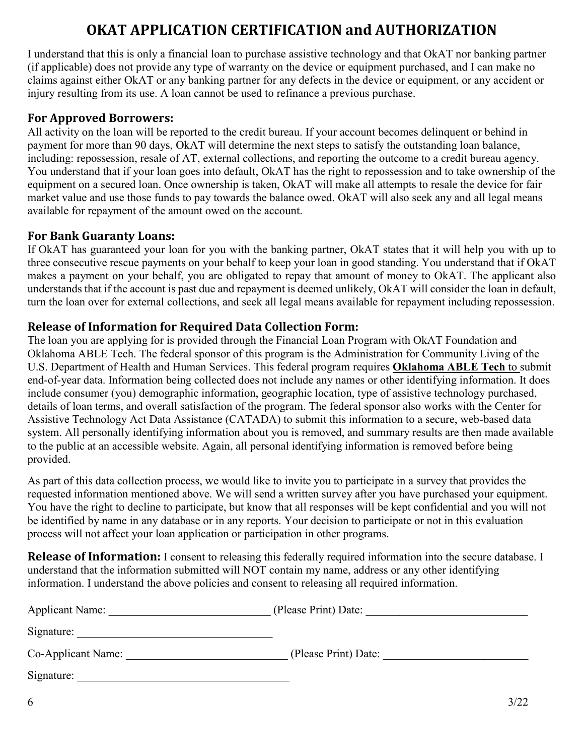# OKAT APPLICATION CERTIFICATION and AUTHORIZATION

I understand that this is only a financial loan to purchase assistive technology and that OkAT nor banking partner (if applicable) does not provide any type of warranty on the device or equipment purchased, and I can make no claims against either OkAT or any banking partner for any defects in the device or equipment, or any accident or injury resulting from its use. A loan cannot be used to refinance a previous purchase.

## For Approved Borrowers:

All activity on the loan will be reported to the credit bureau. If your account becomes delinquent or behind in payment for more than 90 days, OkAT will determine the next steps to satisfy the outstanding loan balance, including: repossession, resale of AT, external collections, and reporting the outcome to a credit bureau agency. You understand that if your loan goes into default, OkAT has the right to repossession and to take ownership of the equipment on a secured loan. Once ownership is taken, OkAT will make all attempts to resale the device for fair market value and use those funds to pay towards the balance owed. OkAT will also seek any and all legal means available for repayment of the amount owed on the account.

## For Bank Guaranty Loans:

If OkAT has guaranteed your loan for you with the banking partner, OkAT states that it will help you with up to three consecutive rescue payments on your behalf to keep your loan in good standing. You understand that if OkAT makes a payment on your behalf, you are obligated to repay that amount of money to OkAT. The applicant also understands that if the account is past due and repayment is deemed unlikely, OkAT will consider the loan in default, turn the loan over for external collections, and seek all legal means available for repayment including repossession.

## Release of Information for Required Data Collection Form:

The loan you are applying for is provided through the Financial Loan Program with OkAT Foundation and Oklahoma ABLE Tech. The federal sponsor of this program is the Administration for Community Living of the U.S. Department of Health and Human Services. This federal program requires **Oklahoma ABLE Tech** to submit end-of-year data. Information being collected does not include any names or other identifying information. It does include consumer (you) demographic information, geographic location, type of assistive technology purchased, details of loan terms, and overall satisfaction of the program. The federal sponsor also works with the Center for Assistive Technology Act Data Assistance (CATADA) to submit this information to a secure, web-based data system. All personally identifying information about you is removed, and summary results are then made available to the public at an accessible website. Again, all personal identifying information is removed before being provided.

As part of this data collection process, we would like to invite you to participate in a survey that provides the requested information mentioned above. We will send a written survey after you have purchased your equipment. You have the right to decline to participate, but know that all responses will be kept confidential and you will not be identified by name in any database or in any reports. Your decision to participate or not in this evaluation process will not affect your loan application or participation in other programs.

**Release of Information:** I consent to releasing this federally required information into the secure database. I understand that the information submitted will NOT contain my name, address or any other identifying information. I understand the above policies and consent to releasing all required information.

Applicant Name: ____________________________ (Please Print) Date: ____________________________

Signature: ___________________________________

Co-Applicant Name: ____________________________ (Please Print) Date: _________________________

Signature: _____________________________________

3/22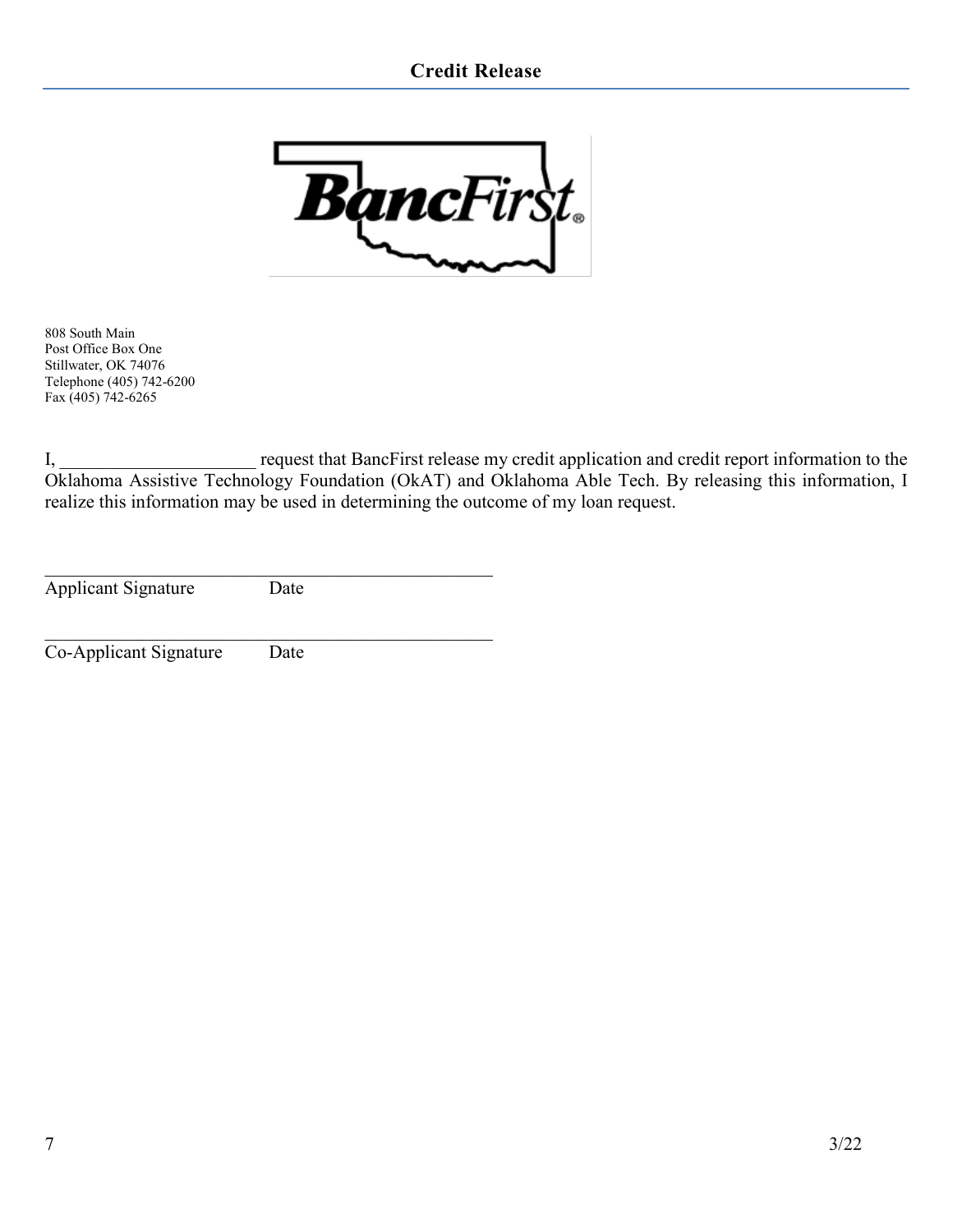# Credit Release

BancFirst

808 South Main
Post Office Box One
Stillwater, OK 74076
Telephone (405) 742-6200
Fax (405) 742-6265

I, _____________________ request that BancFirst release my credit application and credit report information to the Oklahoma Assistive Technology Foundation (OkAT) and Oklahoma Able Tech. By releasing this information, I realize this information may be used in determining the outcome of my loan request.

_________________________________________________

Applicant Signature Date

_________________________________________________

Co-Applicant Signature Date